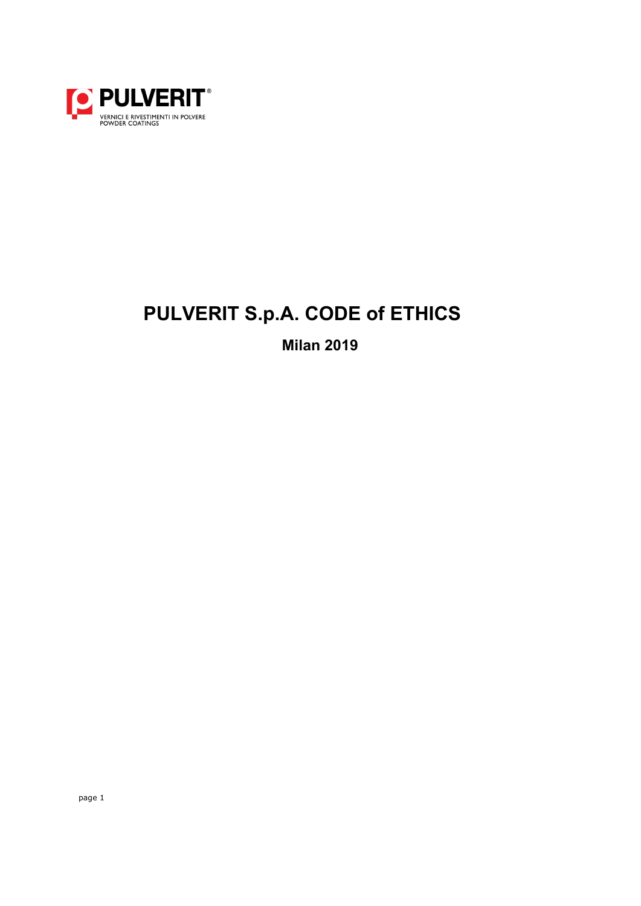PULVERIT®

VERNICI E RIVESTIMENTI IN POLVERE
POWDER COATINGS

# PULVERIT S.p.A. CODE of ETHICS

**Milan 2019**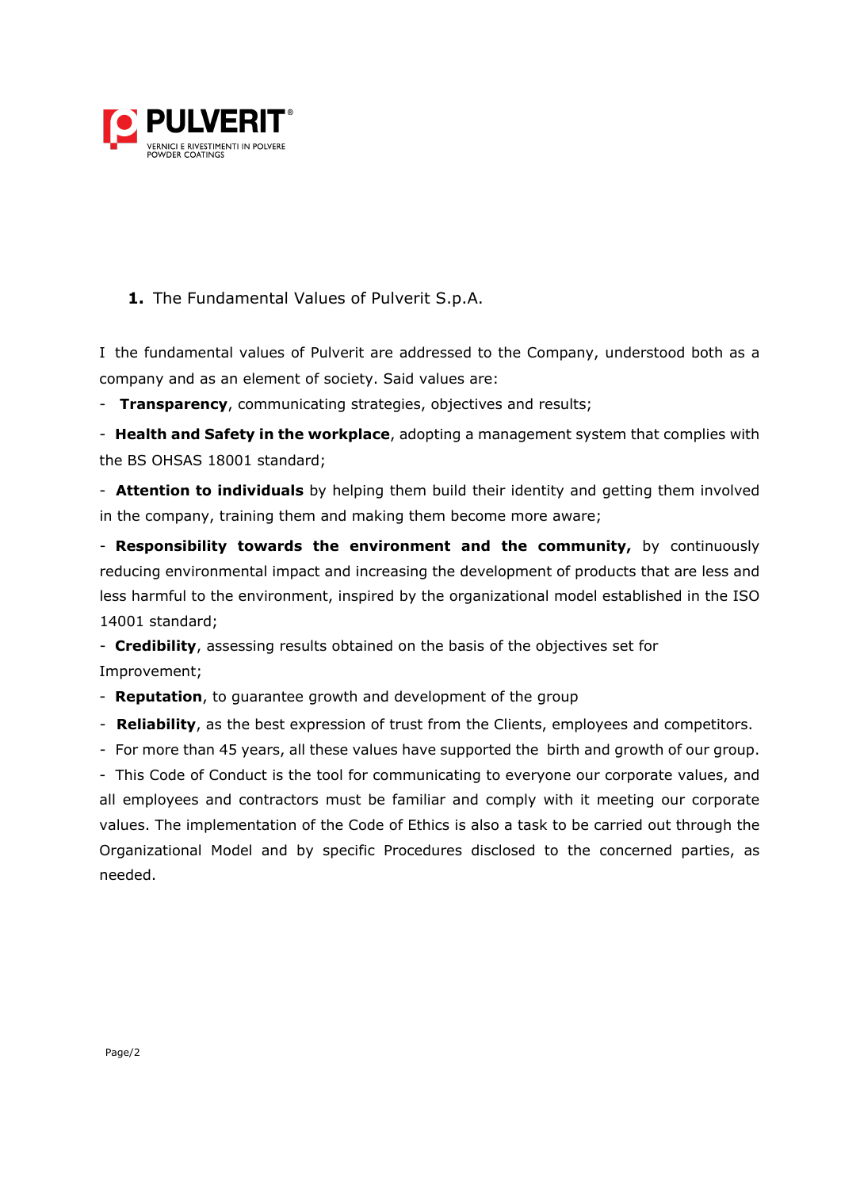**1.** The Fundamental Values of Pulverit S.p.A.

I the fundamental values of Pulverit are addressed to the Company, understood both as a company and as an element of society. Said values are:

- **Transparency**, communicating strategies, objectives and results;
- **Health and Safety in the workplace**, adopting a management system that complies with the BS OHSAS 18001 standard;
- **Attention to individuals** by helping them build their identity and getting them involved in the company, training them and making them become more aware;
- **Responsibility towards the environment and the community,** by continuously reducing environmental impact and increasing the development of products that are less and less harmful to the environment, inspired by the organizational model established in the ISO 14001 standard;
- **Credibility**, assessing results obtained on the basis of the objectives set for Improvement;
- **Reputation**, to guarantee growth and development of the group
- **Reliability**, as the best expression of trust from the Clients, employees and competitors.
- For more than 45 years, all these values have supported the birth and growth of our group.
- This Code of Conduct is the tool for communicating to everyone our corporate values, and all employees and contractors must be familiar and comply with it meeting our corporate values. The implementation of the Code of Ethics is also a task to be carried out through the Organizational Model and by specific Procedures disclosed to the concerned parties, as needed.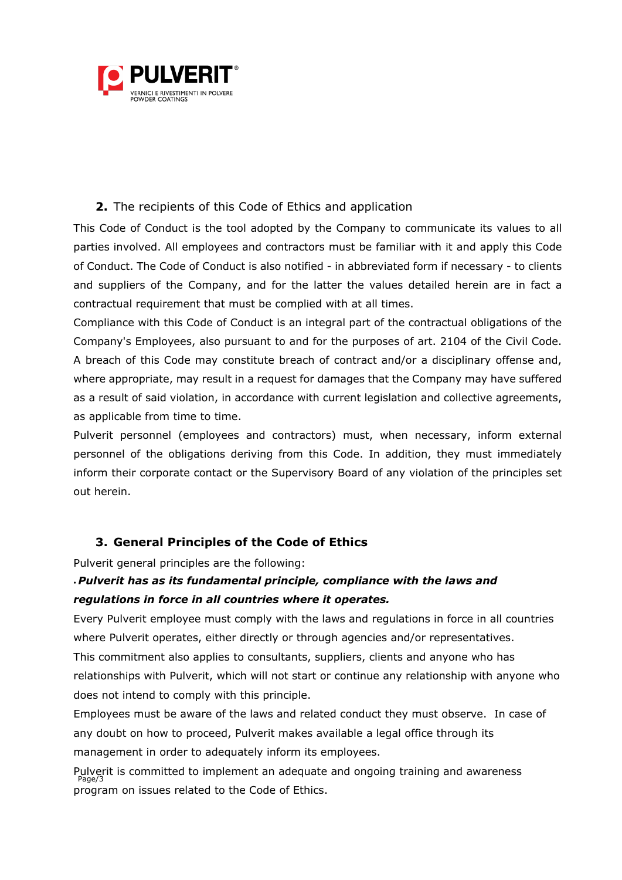## 2. The recipients of this Code of Ethics and application

This Code of Conduct is the tool adopted by the Company to communicate its values to all parties involved. All employees and contractors must be familiar with it and apply this Code of Conduct. The Code of Conduct is also notified - in abbreviated form if necessary - to clients and suppliers of the Company, and for the latter the values detailed herein are in fact a contractual requirement that must be complied with at all times.

Compliance with this Code of Conduct is an integral part of the contractual obligations of the Company's Employees, also pursuant to and for the purposes of art. 2104 of the Civil Code. A breach of this Code may constitute breach of contract and/or a disciplinary offense and, where appropriate, may result in a request for damages that the Company may have suffered as a result of said violation, in accordance with current legislation and collective agreements, as applicable from time to time.

Pulverit personnel (employees and contractors) must, when necessary, inform external personnel of the obligations deriving from this Code. In addition, they must immediately inform their corporate contact or the Supervisory Board of any violation of the principles set out herein.

## 3. General Principles of the Code of Ethics

Pulverit general principles are the following:

- ***Pulverit has as its fundamental principle, compliance with the laws and regulations in force in all countries where it operates.***

Every Pulverit employee must comply with the laws and regulations in force in all countries where Pulverit operates, either directly or through agencies and/or representatives.

This commitment also applies to consultants, suppliers, clients and anyone who has relationships with Pulverit, which will not start or continue any relationship with anyone who does not intend to comply with this principle.

Employees must be aware of the laws and related conduct they must observe. In case of any doubt on how to proceed, Pulverit makes available a legal office through its management in order to adequately inform its employees.

Pulverit is committed to implement an adequate and ongoing training and awareness program on issues related to the Code of Ethics.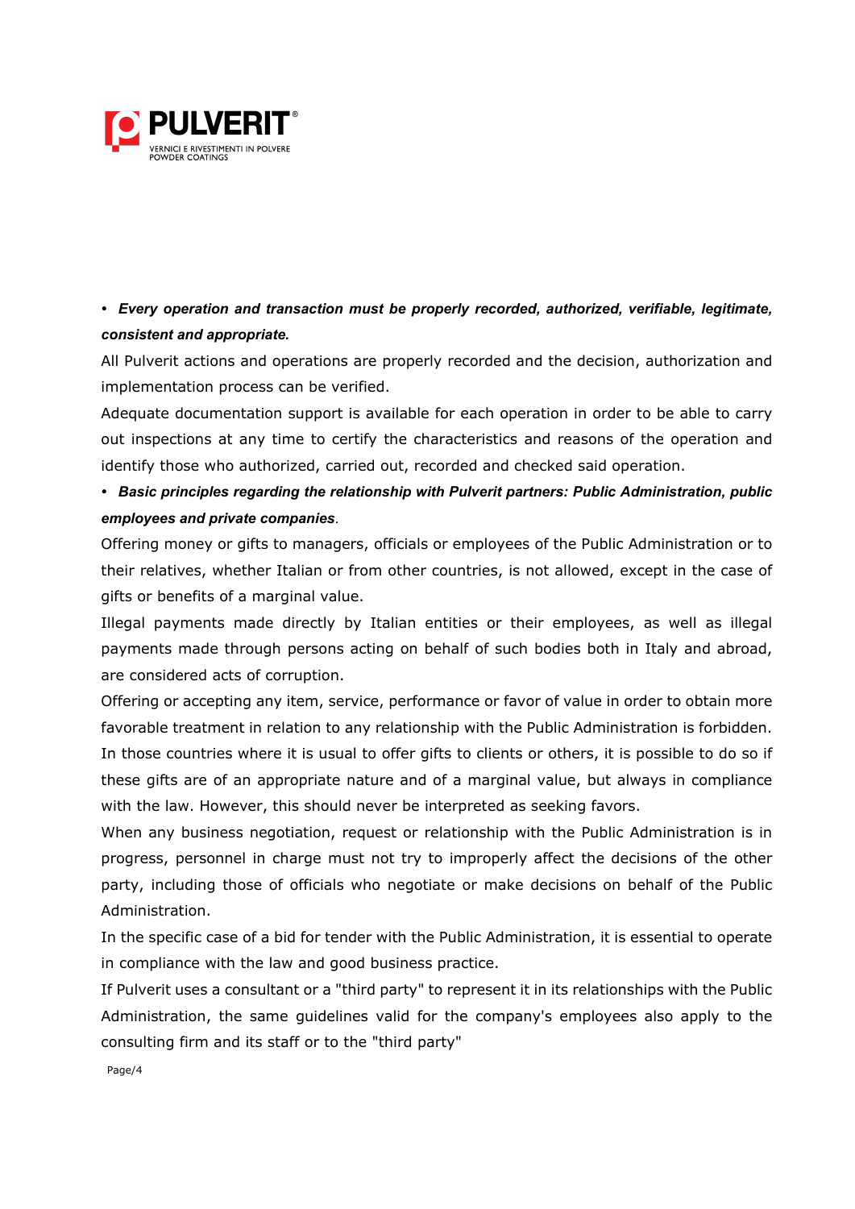- ***Every operation and transaction must be properly recorded, authorized, verifiable, legitimate, consistent and appropriate.***

All Pulverit actions and operations are properly recorded and the decision, authorization and implementation process can be verified.

Adequate documentation support is available for each operation in order to be able to carry out inspections at any time to certify the characteristics and reasons of the operation and identify those who authorized, carried out, recorded and checked said operation.

- ***Basic principles regarding the relationship with Pulverit partners: Public Administration, public employees and private companies***.

Offering money or gifts to managers, officials or employees of the Public Administration or to their relatives, whether Italian or from other countries, is not allowed, except in the case of gifts or benefits of a marginal value.

Illegal payments made directly by Italian entities or their employees, as well as illegal payments made through persons acting on behalf of such bodies both in Italy and abroad, are considered acts of corruption.

Offering or accepting any item, service, performance or favor of value in order to obtain more favorable treatment in relation to any relationship with the Public Administration is forbidden.

In those countries where it is usual to offer gifts to clients or others, it is possible to do so if these gifts are of an appropriate nature and of a marginal value, but always in compliance with the law. However, this should never be interpreted as seeking favors.

When any business negotiation, request or relationship with the Public Administration is in progress, personnel in charge must not try to improperly affect the decisions of the other party, including those of officials who negotiate or make decisions on behalf of the Public Administration.

In the specific case of a bid for tender with the Public Administration, it is essential to operate in compliance with the law and good business practice.

If Pulverit uses a consultant or a "third party" to represent it in its relationships with the Public Administration, the same guidelines valid for the company's employees also apply to the consulting firm and its staff or to the "third party"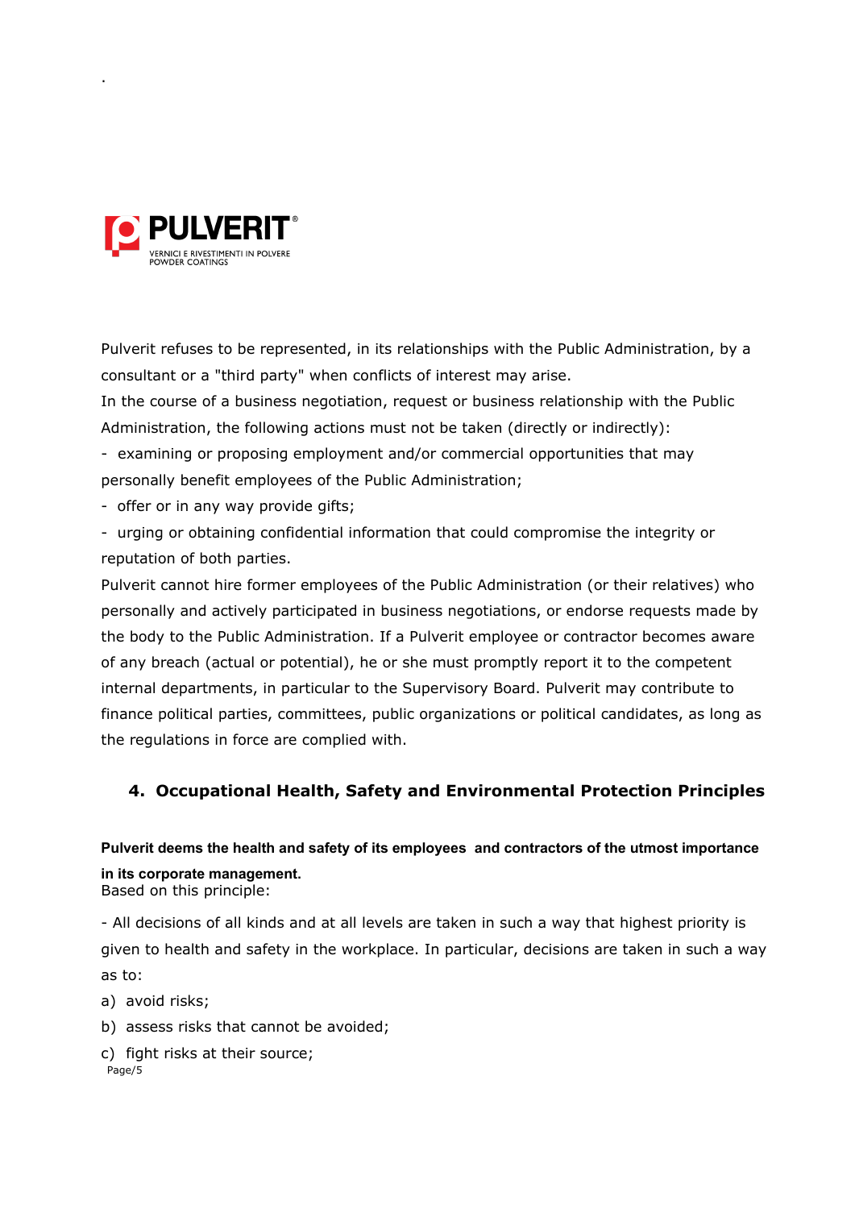Pulverit refuses to be represented, in its relationships with the Public Administration, by a consultant or a "third party" when conflicts of interest may arise.

In the course of a business negotiation, request or business relationship with the Public Administration, the following actions must not be taken (directly or indirectly):

- examining or proposing employment and/or commercial opportunities that may personally benefit employees of the Public Administration;
- offer or in any way provide gifts;
- urging or obtaining confidential information that could compromise the integrity or reputation of both parties.

Pulverit cannot hire former employees of the Public Administration (or their relatives) who personally and actively participated in business negotiations, or endorse requests made by the body to the Public Administration. If a Pulverit employee or contractor becomes aware of any breach (actual or potential), he or she must promptly report it to the competent internal departments, in particular to the Supervisory Board. Pulverit may contribute to finance political parties, committees, public organizations or political candidates, as long as the regulations in force are complied with.

## 4. Occupational Health, Safety and Environmental Protection Principles

**Pulverit deems the health and safety of its employees and contractors of the utmost importance in its corporate management.**

Based on this principle:

- All decisions of all kinds and at all levels are taken in such a way that highest priority is given to health and safety in the workplace. In particular, decisions are taken in such a way as to:

a) avoid risks;

b) assess risks that cannot be avoided;

c) fight risks at their source;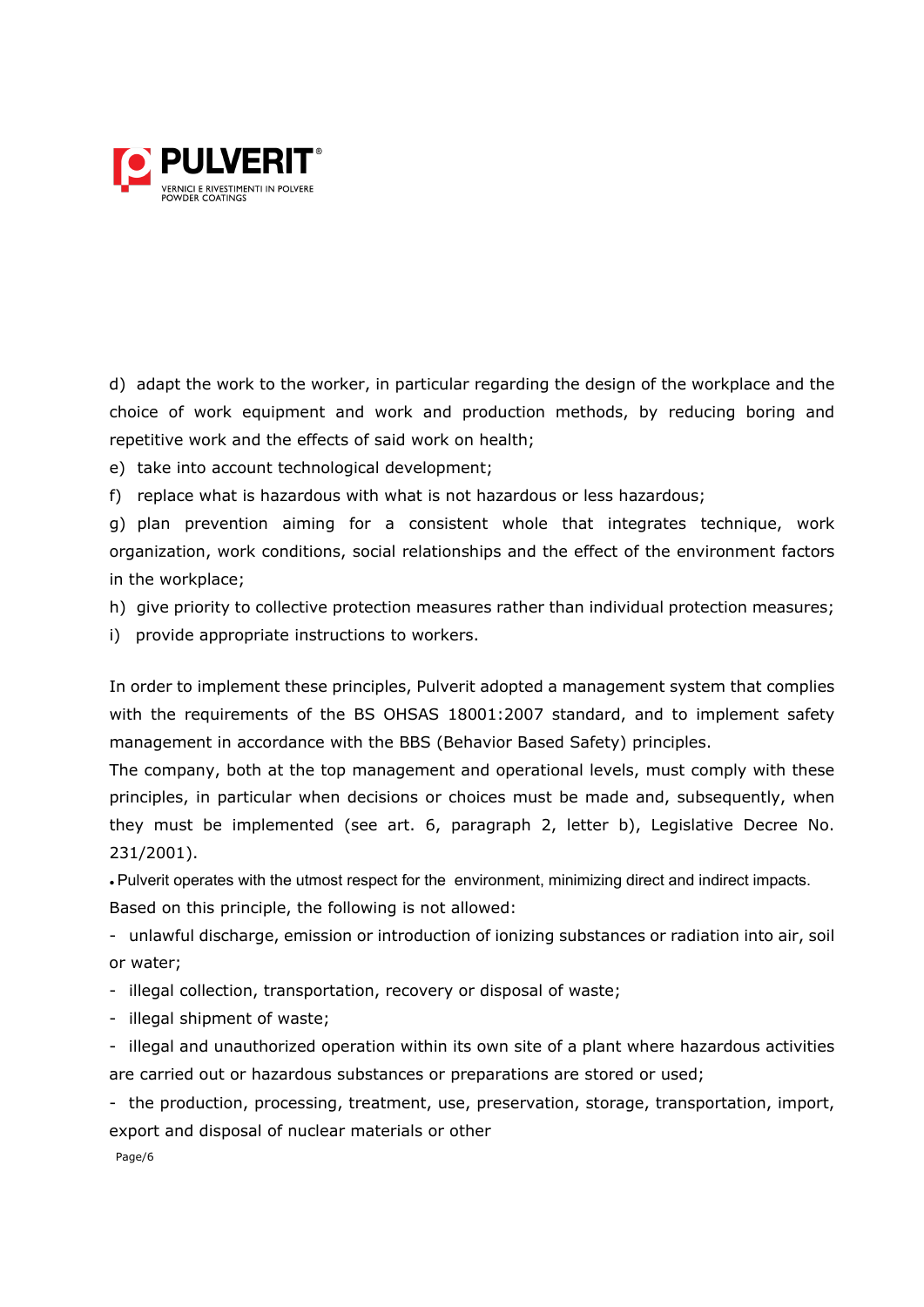d) adapt the work to the worker, in particular regarding the design of the workplace and the choice of work equipment and work and production methods, by reducing boring and repetitive work and the effects of said work on health;

e) take into account technological development;

f) replace what is hazardous with what is not hazardous or less hazardous;

g) plan prevention aiming for a consistent whole that integrates technique, work organization, work conditions, social relationships and the effect of the environment factors in the workplace;

h) give priority to collective protection measures rather than individual protection measures;

i) provide appropriate instructions to workers.

In order to implement these principles, Pulverit adopted a management system that complies with the requirements of the BS OHSAS 18001:2007 standard, and to implement safety management in accordance with the BBS (Behavior Based Safety) principles.

The company, both at the top management and operational levels, must comply with these principles, in particular when decisions or choices must be made and, subsequently, when they must be implemented (see art. 6, paragraph 2, letter b), Legislative Decree No. 231/2001).

- Pulverit operates with the utmost respect for the environment, minimizing direct and indirect impacts.

Based on this principle, the following is not allowed:

- unlawful discharge, emission or introduction of ionizing substances or radiation into air, soil or water;
- illegal collection, transportation, recovery or disposal of waste;
- illegal shipment of waste;
- illegal and unauthorized operation within its own site of a plant where hazardous activities are carried out or hazardous substances or preparations are stored or used;
- the production, processing, treatment, use, preservation, storage, transportation, import, export and disposal of nuclear materials or other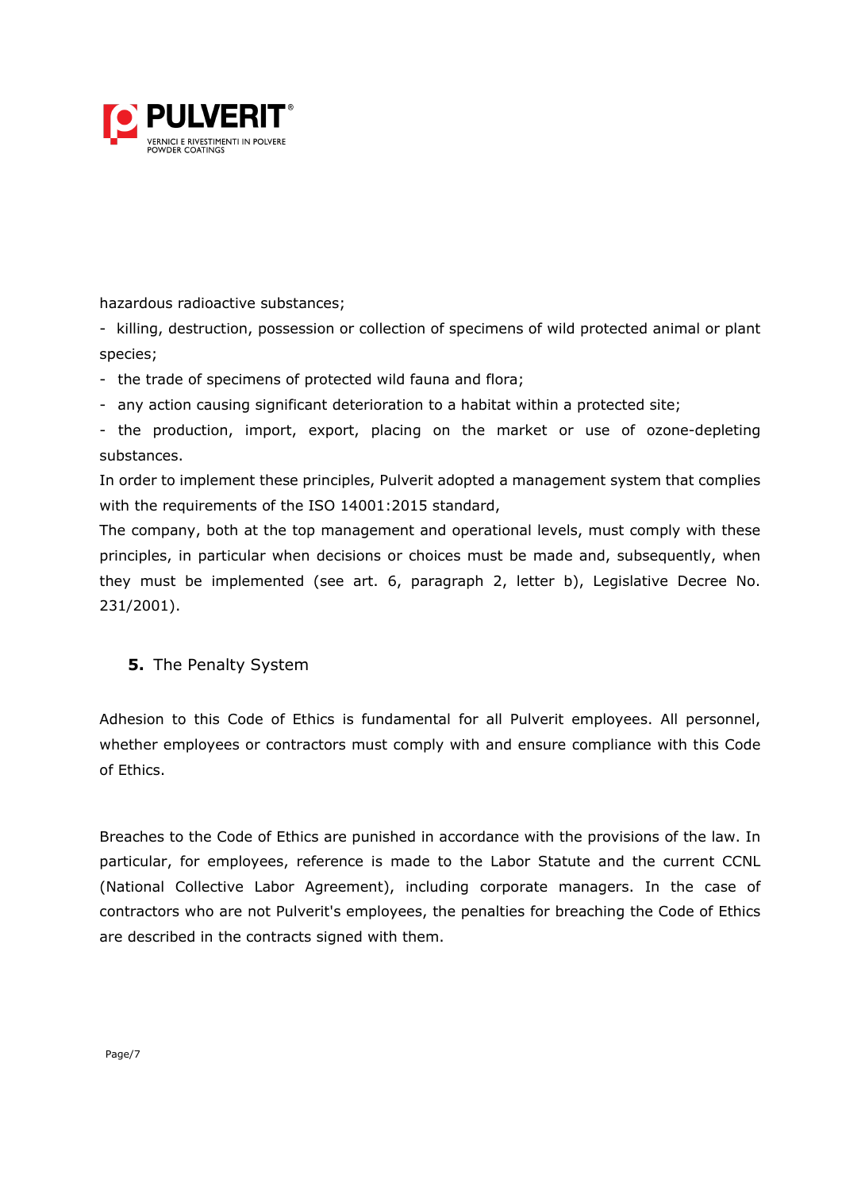hazardous radioactive substances;

- killing, destruction, possession or collection of specimens of wild protected animal or plant species;
- the trade of specimens of protected wild fauna and flora;
- any action causing significant deterioration to a habitat within a protected site;
- the production, import, export, placing on the market or use of ozone-depleting substances.

In order to implement these principles, Pulverit adopted a management system that complies with the requirements of the ISO 14001:2015 standard,

The company, both at the top management and operational levels, must comply with these principles, in particular when decisions or choices must be made and, subsequently, when they must be implemented (see art. 6, paragraph 2, letter b), Legislative Decree No. 231/2001).

## **5.** The Penalty System

Adhesion to this Code of Ethics is fundamental for all Pulverit employees. All personnel, whether employees or contractors must comply with and ensure compliance with this Code of Ethics.

Breaches to the Code of Ethics are punished in accordance with the provisions of the law. In particular, for employees, reference is made to the Labor Statute and the current CCNL (National Collective Labor Agreement), including corporate managers. In the case of contractors who are not Pulverit's employees, the penalties for breaching the Code of Ethics are described in the contracts signed with them.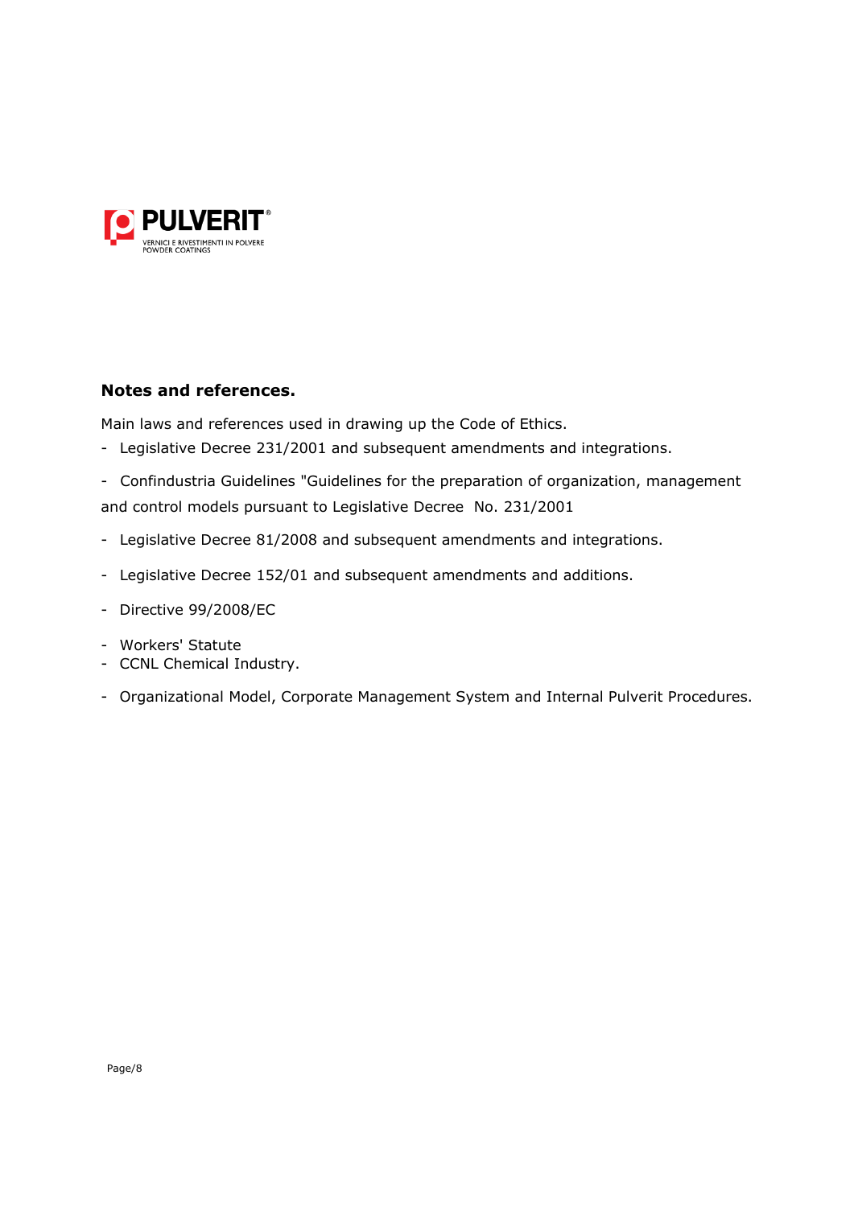**Notes and references.**

Main laws and references used in drawing up the Code of Ethics.

- Legislative Decree 231/2001 and subsequent amendments and integrations.
- Confindustria Guidelines "Guidelines for the preparation of organization, management and control models pursuant to Legislative Decree No. 231/2001
- Legislative Decree 81/2008 and subsequent amendments and integrations.
- Legislative Decree 152/01 and subsequent amendments and additions.
- Directive 99/2008/EC
- Workers' Statute
- CCNL Chemical Industry.
- Organizational Model, Corporate Management System and Internal Pulverit Procedures.